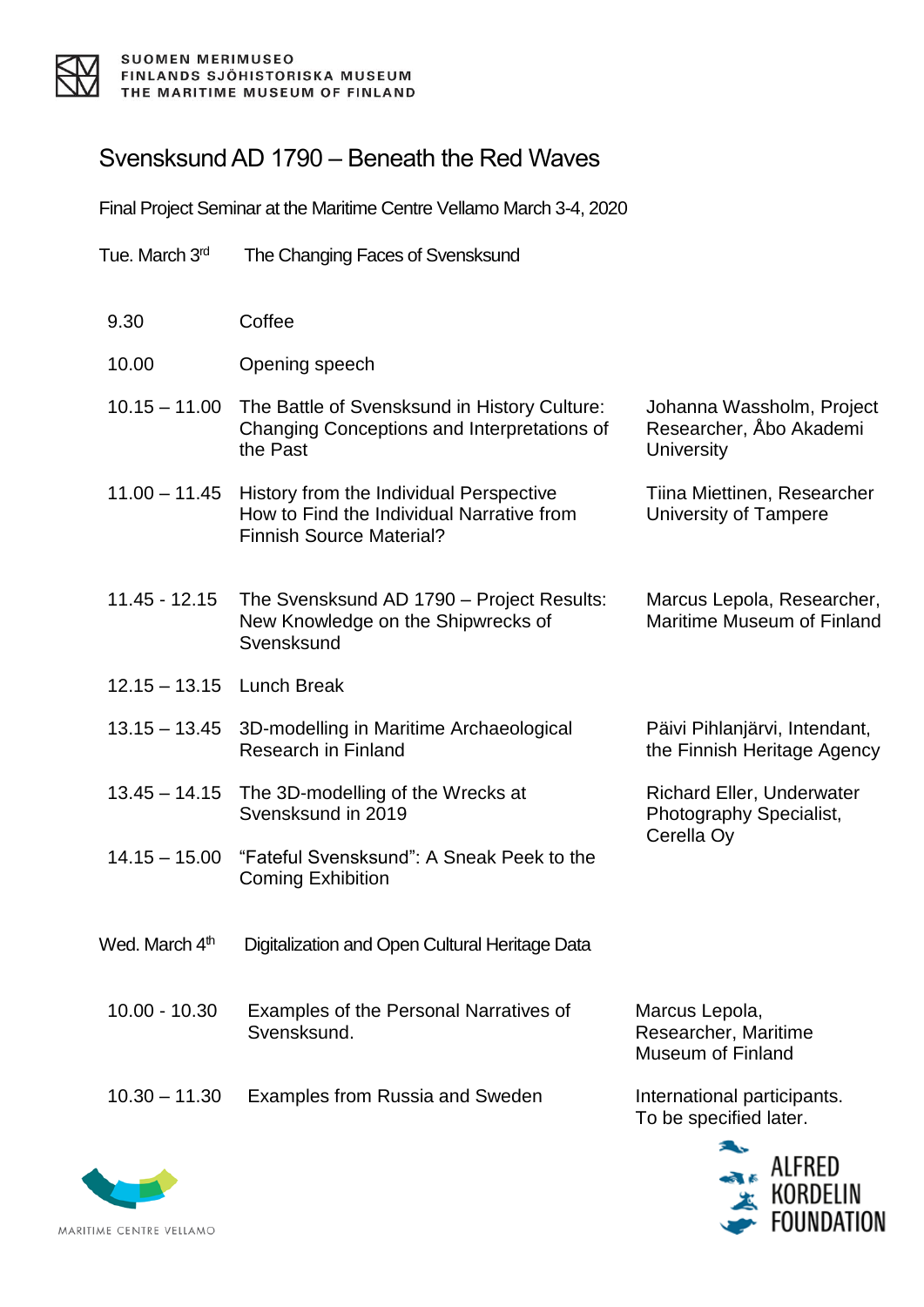SUOMEN MERIMUSEO
FINLANDS SJÖHISTORISKA MUSEUM
THE MARITIME MUSEUM OF FINLAND

# Svensksund AD 1790 – Beneath the Red Waves

Final Project Seminar at the Maritime Centre Vellamo March 3-4, 2020

## Tue. March 3rd — The Changing Faces of Svensksund

| Time | Programme | Speaker |
|---|---|---|
| 9.30 | Coffee | |
| 10.00 | Opening speech | |
| 10.15 – 11.00 | The Battle of Svensksund in History Culture: Changing Conceptions and Interpretations of the Past | Johanna Wassholm, Project Researcher, Åbo Akademi University |
| 11.00 – 11.45 | History from the Individual Perspective How to Find the Individual Narrative from Finnish Source Material? | Tiina Miettinen, Researcher University of Tampere |
| 11.45 - 12.15 | The Svensksund AD 1790 – Project Results: New Knowledge on the Shipwrecks of Svensksund | Marcus Lepola, Researcher, Maritime Museum of Finland |
| 12.15 – 13.15 | Lunch Break | |
| 13.15 – 13.45 | 3D-modelling in Maritime Archaeological Research in Finland | Päivi Pihlanjärvi, Intendant, the Finnish Heritage Agency |
| 13.45 – 14.15 | The 3D-modelling of the Wrecks at Svensksund in 2019 | Richard Eller, Underwater Photography Specialist, Cerella Oy |
| 14.15 – 15.00 | "Fateful Svensksund": A Sneak Peek to the Coming Exhibition | |

## Wed. March 4th — Digitalization and Open Cultural Heritage Data

| Time | Programme | Speaker |
|---|---|---|
| 10.00 - 10.30 | Examples of the Personal Narratives of Svensksund. | Marcus Lepola, Researcher, Maritime Museum of Finland |
| 10.30 – 11.30 | Examples from Russia and Sweden | International participants. To be specified later. |

MARITIME CENTRE VELLAMO

ALFRED KORDELIN FOUNDATION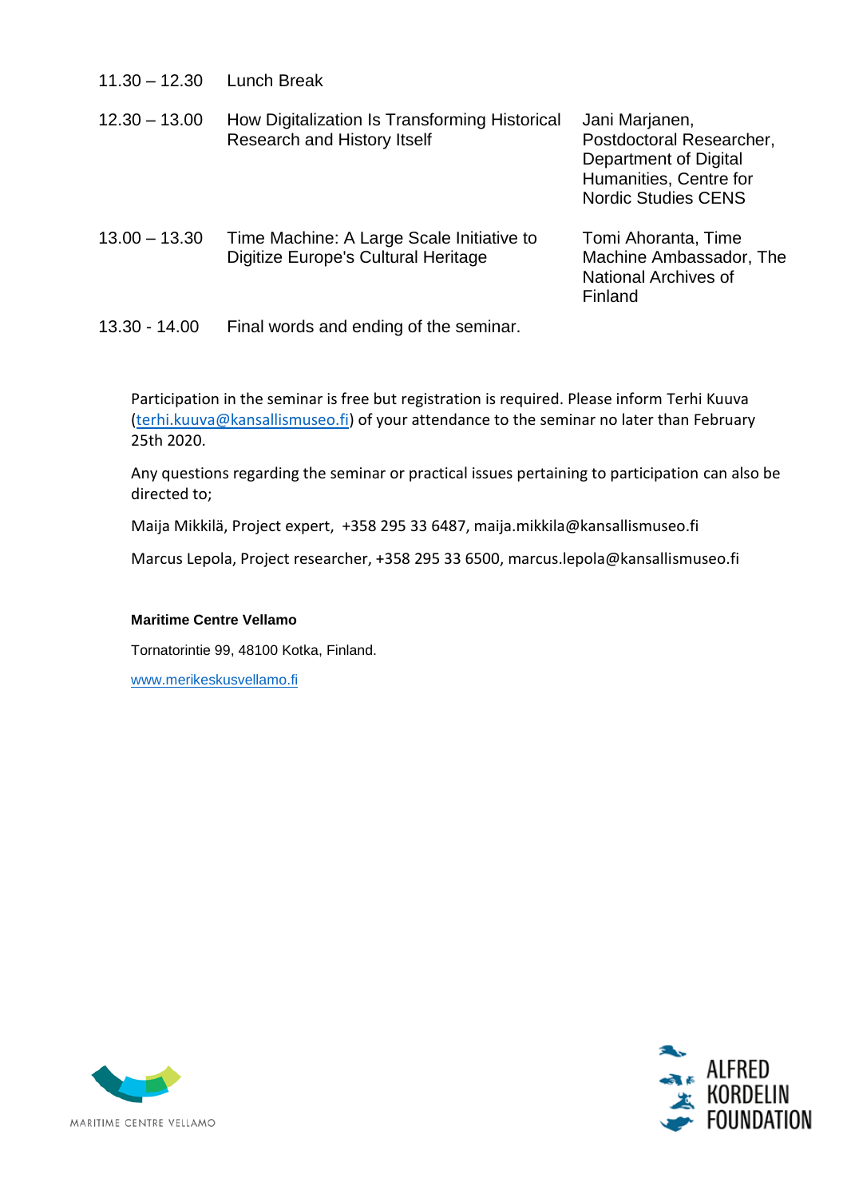| | | |
|---|---|---|
| 11.30 – 12.30 | Lunch Break | |
| 12.30 – 13.00 | How Digitalization Is Transforming Historical Research and History Itself | Jani Marjanen, Postdoctoral Researcher, Department of Digital Humanities, Centre for Nordic Studies CENS |
| 13.00 – 13.30 | Time Machine: A Large Scale Initiative to Digitize Europe's Cultural Heritage | Tomi Ahoranta, Time Machine Ambassador, The National Archives of Finland |
| 13.30 - 14.00 | Final words and ending of the seminar. | |

Participation in the seminar is free but registration is required. Please inform Terhi Kuuva (terhi.kuuva@kansallismuseo.fi) of your attendance to the seminar no later than February 25th 2020.

Any questions regarding the seminar or practical issues pertaining to participation can also be directed to;

Maija Mikkilä, Project expert, +358 295 33 6487, maija.mikkila@kansallismuseo.fi

Marcus Lepola, Project researcher, +358 295 33 6500, marcus.lepola@kansallismuseo.fi

**Maritime Centre Vellamo**

Tornatorintie 99, 48100 Kotka, Finland.

www.merikeskusvellamo.fi

MARITIME CENTRE VELLAMO

ALFRED KORDELIN FOUNDATION